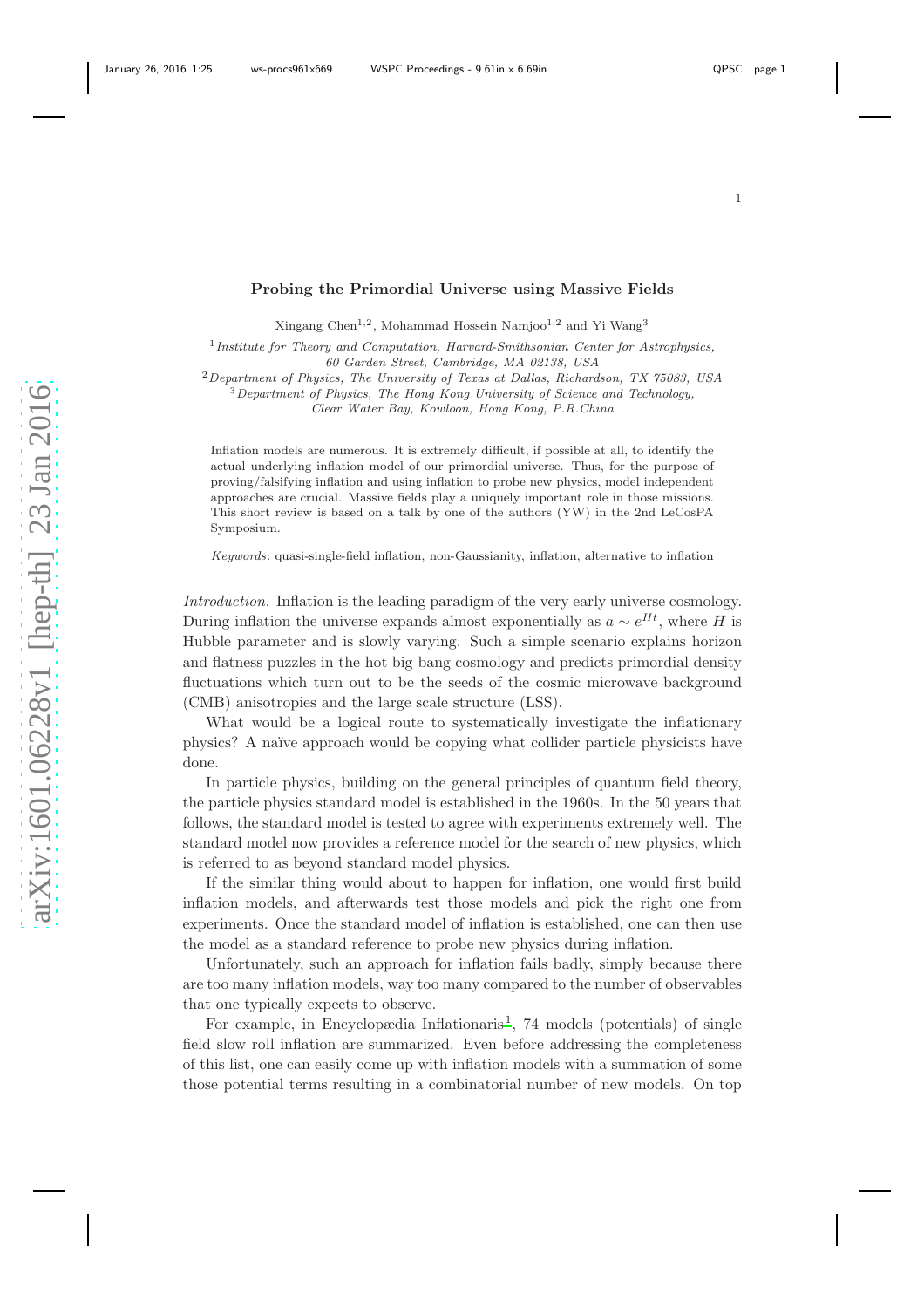# Probing the Primordial Universe using Massive Fields

Xingang Chen[1,2], Mohammad Hossein Namjoo[1,2] and Yi Wang[3]

[1] *Institute for Theory and Computation, Harvard-Smithsonian Center for Astrophysics, 60 Garden Street, Cambridge, MA 02138, USA*

[2] *Department of Physics, The University of Texas at Dallas, Richardson, TX 75083, USA*

[3] *Department of Physics, The Hong Kong University of Science and Technology, Clear Water Bay, Kowloon, Hong Kong, P.R.China*

Inflation models are numerous. It is extremely difficult, if possible at all, to identify the actual underlying inflation model of our primordial universe. Thus, for the purpose of proving/falsifying inflation and using inflation to probe new physics, model independent approaches are crucial. Massive fields play a uniquely important role in those missions. This short review is based on a talk by one of the authors (YW) in the 2nd LeCosPA Symposium.

*Keywords*: quasi-single-field inflation, non-Gaussianity, inflation, alternative to inflation

*Introduction.* Inflation is the leading paradigm of the very early universe cosmology. During inflation the universe expands almost exponentially as $a \sim e^{Ht}$, where $H$ is Hubble parameter and is slowly varying. Such a simple scenario explains horizon and flatness puzzles in the hot big bang cosmology and predicts primordial density fluctuations which turn out to be the seeds of the cosmic microwave background (CMB) anisotropies and the large scale structure (LSS).

What would be a logical route to systematically investigate the inflationary physics? A naïve approach would be copying what collider particle physicists have done.

In particle physics, building on the general principles of quantum field theory, the particle physics standard model is established in the 1960s. In the 50 years that follows, the standard model is tested to agree with experiments extremely well. The standard model now provides a reference model for the search of new physics, which is referred to as beyond standard model physics.

If the similar thing would about to happen for inflation, one would first build inflation models, and afterwards test those models and pick the right one from experiments. Once the standard model of inflation is established, one can then use the model as a standard reference to probe new physics during inflation.

Unfortunately, such an approach for inflation fails badly, simply because there are too many inflation models, way too many compared to the number of observables that one typically expects to observe.

For example, in Encyclopædia Inflationaris[1], 74 models (potentials) of single field slow roll inflation are summarized. Even before addressing the completeness of this list, one can easily come up with inflation models with a summation of some those potential terms resulting in a combinatorial number of new models. On top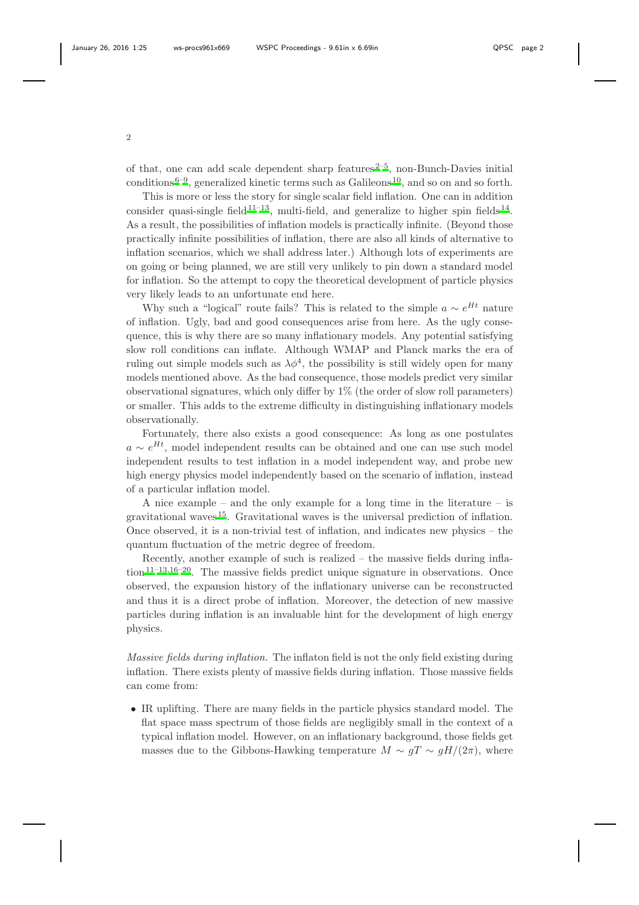of that, one can add scale dependent sharp features[2–5], non-Bunch-Davies initial conditions[6–9], generalized kinetic terms such as Galileons[10], and so on and so forth.

This is more or less the story for single scalar field inflation. One can in addition consider quasi-single field[11–13], multi-field, and generalize to higher spin fields[14]. As a result, the possibilities of inflation models is practically infinite. (Beyond those practically infinite possibilities of inflation, there are also all kinds of alternative to inflation scenarios, which we shall address later.) Although lots of experiments are on going or being planned, we are still very unlikely to pin down a standard model for inflation. So the attempt to copy the theoretical development of particle physics very likely leads to an unfortunate end here.

Why such a "logical" route fails? This is related to the simple $a \sim e^{Ht}$ nature of inflation. Ugly, bad and good consequences arise from here. As the ugly consequence, this is why there are so many inflationary models. Any potential satisfying slow roll conditions can inflate. Although WMAP and Planck marks the era of ruling out simple models such as $\lambda\phi^4$, the possibility is still widely open for many models mentioned above. As the bad consequence, those models predict very similar observational signatures, which only differ by 1% (the order of slow roll parameters) or smaller. This adds to the extreme difficulty in distinguishing inflationary models observationally.

Fortunately, there also exists a good consequence: As long as one postulates $a \sim e^{Ht}$, model independent results can be obtained and one can use such model independent results to test inflation in a model independent way, and probe new high energy physics model independently based on the scenario of inflation, instead of a particular inflation model.

A nice example – and the only example for a long time in the literature – is gravitational waves[15]. Gravitational waves is the universal prediction of inflation. Once observed, it is a non-trivial test of inflation, and indicates new physics – the quantum fluctuation of the metric degree of freedom.

Recently, another example of such is realized – the massive fields during inflation[11–13,16–20]. The massive fields predict unique signature in observations. Once observed, the expansion history of the inflationary universe can be reconstructed and thus it is a direct probe of inflation. Moreover, the detection of new massive particles during inflation is an invaluable hint for the development of high energy physics.

*Massive fields during inflation.* The inflaton field is not the only field existing during inflation. There exists plenty of massive fields during inflation. Those massive fields can come from:

- IR uplifting. There are many fields in the particle physics standard model. The flat space mass spectrum of those fields are negligibly small in the context of a typical inflation model. However, on an inflationary background, those fields get masses due to the Gibbons-Hawking temperature $M \sim gT \sim gH/(2\pi)$, where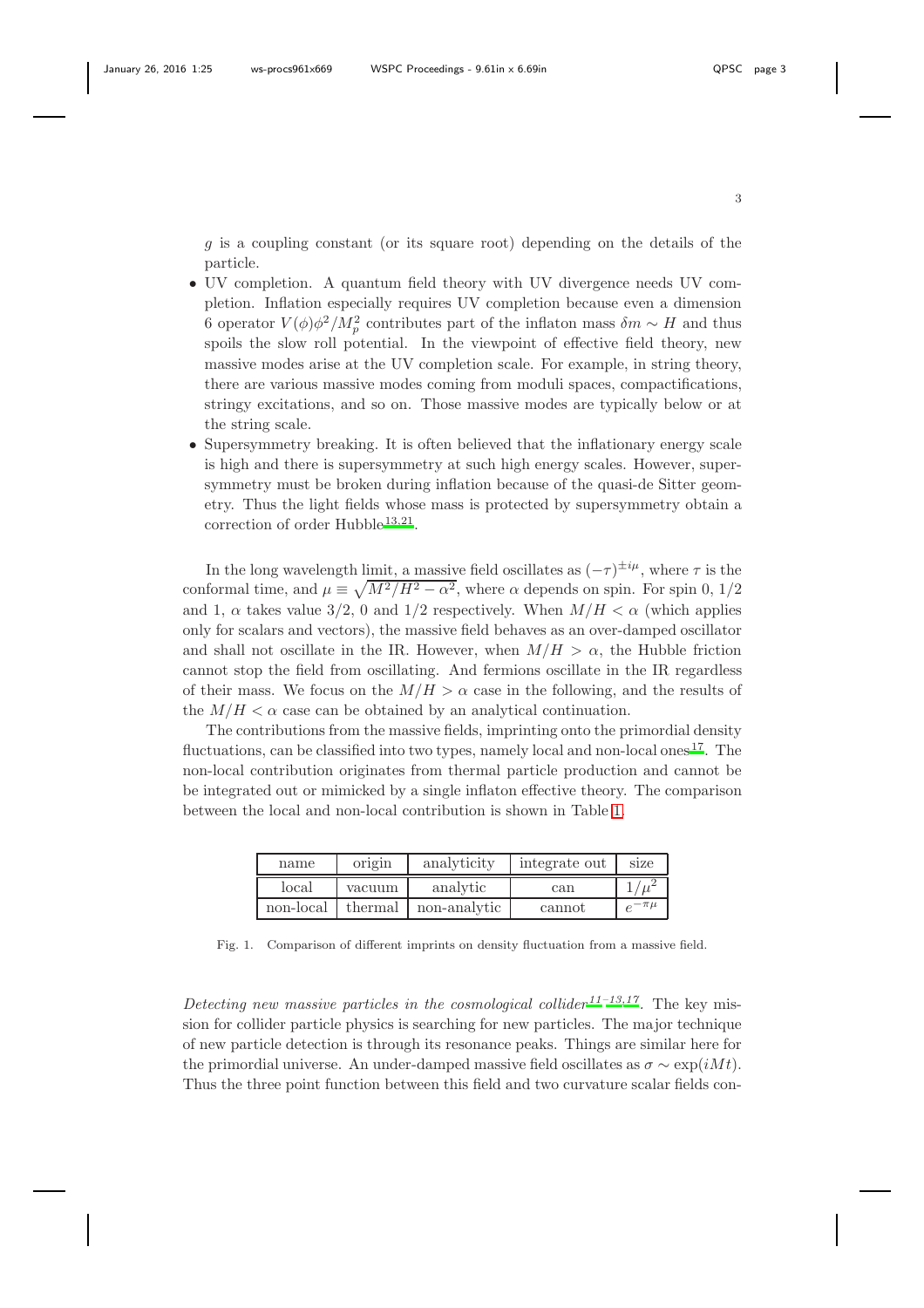$g$ is a coupling constant (or its square root) depending on the details of the particle.

- UV completion. A quantum field theory with UV divergence needs UV completion. Inflation especially requires UV completion because even a dimension 6 operator $V(\phi)\phi^2/M_p^2$ contributes part of the inflaton mass $\delta m \sim H$ and thus spoils the slow roll potential. In the viewpoint of effective field theory, new massive modes arise at the UV completion scale. For example, in string theory, there are various massive modes coming from moduli spaces, compactifications, stringy excitations, and so on. Those massive modes are typically below or at the string scale.
- Supersymmetry breaking. It is often believed that the inflationary energy scale is high and there is supersymmetry at such high energy scales. However, supersymmetry must be broken during inflation because of the quasi-de Sitter geometry. Thus the light fields whose mass is protected by supersymmetry obtain a correction of order Hubble[13,21].

In the long wavelength limit, a massive field oscillates as $(-\tau)^{\pm i\mu}$, where $\tau$ is the conformal time, and $\mu \equiv \sqrt{M^2/H^2 - \alpha^2}$, where $\alpha$ depends on spin. For spin 0, 1/2 and 1, $\alpha$ takes value 3/2, 0 and 1/2 respectively. When $M/H < \alpha$ (which applies only for scalars and vectors), the massive field behaves as an over-damped oscillator and shall not oscillate in the IR. However, when $M/H > \alpha$, the Hubble friction cannot stop the field from oscillating. And fermions oscillate in the IR regardless of their mass. We focus on the $M/H > \alpha$ case in the following, and the results of the $M/H < \alpha$ case can be obtained by an analytical continuation.

The contributions from the massive fields, imprinting onto the primordial density fluctuations, can be classified into two types, namely local and non-local ones[17]. The non-local contribution originates from thermal particle production and cannot be be integrated out or mimicked by a single inflaton effective theory. The comparison between the local and non-local contribution is shown in Table 1.

| name | origin | analyticity | integrate out | size |
|---|---|---|---|---|
| local | vacuum | analytic | can | $1/\mu^2$ |
| non-local | thermal | non-analytic | cannot | $e^{-\pi\mu}$ |

Fig. 1. Comparison of different imprints on density fluctuation from a massive field.

*Detecting new massive particles in the cosmological collider*[11–13,17]. The key mission for collider particle physics is searching for new particles. The major technique of new particle detection is through its resonance peaks. Things are similar here for the primordial universe. An under-damped massive field oscillates as $\sigma \sim \exp(iMt)$. Thus the three point function between this field and two curvature scalar fields con-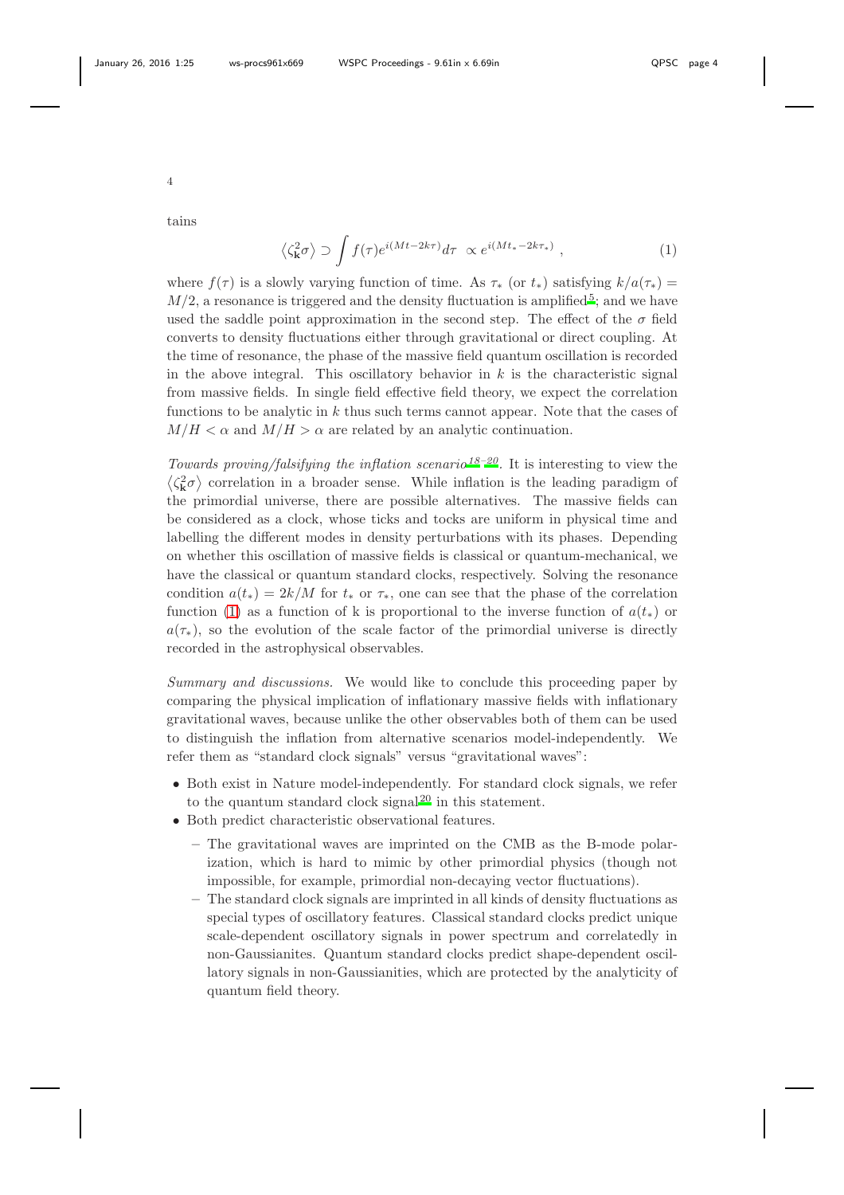tains

$$
\left\langle \zeta_{\mathbf{k}}^2 \sigma \right\rangle \supset \int f(\tau) e^{i(Mt - 2k\tau)} d\tau \ \propto e^{i(Mt_* - 2k\tau_*)} , \tag{1}
$$

where $f(\tau)$ is a slowly varying function of time. As $\tau_*$ (or $t_*$) satisfying $k/a(\tau_*) = M/2$, a resonance is triggered and the density fluctuation is amplified[5]; and we have used the saddle point approximation in the second step. The effect of the $\sigma$ field converts to density fluctuations either through gravitational or direct coupling. At the time of resonance, the phase of the massive field quantum oscillation is recorded in the above integral. This oscillatory behavior in $k$ is the characteristic signal from massive fields. In single field effective field theory, we expect the correlation functions to be analytic in $k$ thus such terms cannot appear. Note that the cases of $M/H < \alpha$ and $M/H > \alpha$ are related by an analytic continuation.

*Towards proving/falsifying the inflation scenario*[18–20]. It is interesting to view the $\langle \zeta_{\mathbf{k}}^2 \sigma \rangle$ correlation in a broader sense. While inflation is the leading paradigm of the primordial universe, there are possible alternatives. The massive fields can be considered as a clock, whose ticks and tocks are uniform in physical time and labelling the different modes in density perturbations with its phases. Depending on whether this oscillation of massive fields is classical or quantum-mechanical, we have the classical or quantum standard clocks, respectively. Solving the resonance condition $a(t_*) = 2k/M$ for $t_*$ or $\tau_*$, one can see that the phase of the correlation function (1) as a function of k is proportional to the inverse function of $a(t_*)$ or $a(\tau_*)$, so the evolution of the scale factor of the primordial universe is directly recorded in the astrophysical observables.

*Summary and discussions.* We would like to conclude this proceeding paper by comparing the physical implication of inflationary massive fields with inflationary gravitational waves, because unlike the other observables both of them can be used to distinguish the inflation from alternative scenarios model-independently. We refer them as "standard clock signals" versus "gravitational waves":

- Both exist in Nature model-independently. For standard clock signals, we refer to the quantum standard clock signal[20] in this statement.
- Both predict characteristic observational features.
  - The gravitational waves are imprinted on the CMB as the B-mode polarization, which is hard to mimic by other primordial physics (though not impossible, for example, primordial non-decaying vector fluctuations).
  - The standard clock signals are imprinted in all kinds of density fluctuations as special types of oscillatory features. Classical standard clocks predict unique scale-dependent oscillatory signals in power spectrum and correlatedly in non-Gaussianites. Quantum standard clocks predict shape-dependent oscillatory signals in non-Gaussianities, which are protected by the analyticity of quantum field theory.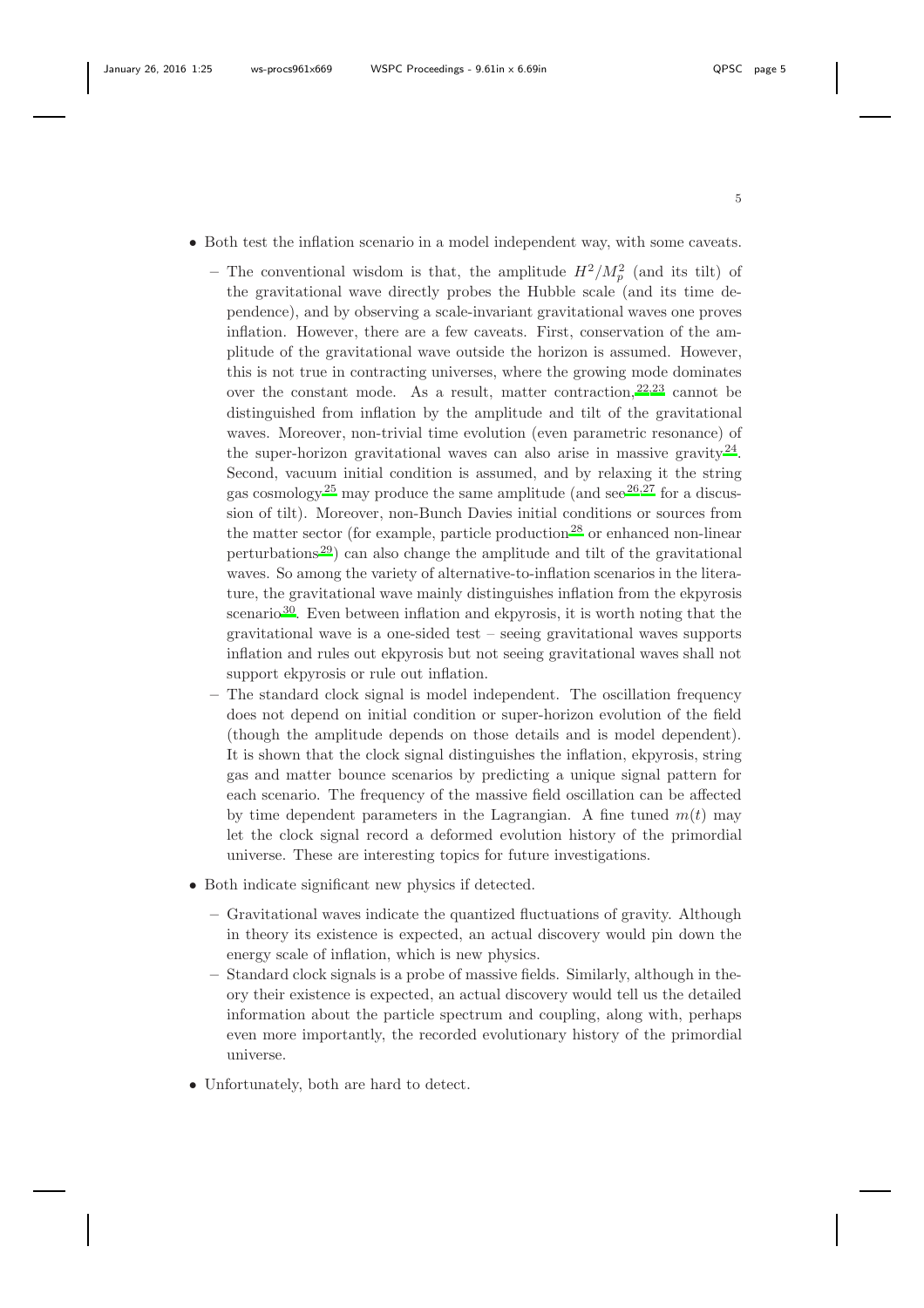- Both test the inflation scenario in a model independent way, with some caveats.
  - The conventional wisdom is that, the amplitude $H^2/M_p^2$ (and its tilt) of the gravitational wave directly probes the Hubble scale (and its time dependence), and by observing a scale-invariant gravitational waves one proves inflation. However, there are a few caveats. First, conservation of the amplitude of the gravitational wave outside the horizon is assumed. However, this is not true in contracting universes, where the growing mode dominates over the constant mode. As a result, matter contraction,[22,23] cannot be distinguished from inflation by the amplitude and tilt of the gravitational waves. Moreover, non-trivial time evolution (even parametric resonance) of the super-horizon gravitational waves can also arise in massive gravity[24]. Second, vacuum initial condition is assumed, and by relaxing it the string gas cosmology[25] may produce the same amplitude (and see[26,27] for a discussion of tilt). Moreover, non-Bunch Davies initial conditions or sources from the matter sector (for example, particle production[28] or enhanced non-linear perturbations[29]) can also change the amplitude and tilt of the gravitational waves. So among the variety of alternative-to-inflation scenarios in the literature, the gravitational wave mainly distinguishes inflation from the ekpyrosis scenario[30]. Even between inflation and ekpyrosis, it is worth noting that the gravitational wave is a one-sided test – seeing gravitational waves supports inflation and rules out ekpyrosis but not seeing gravitational waves shall not support ekpyrosis or rule out inflation.
  - The standard clock signal is model independent. The oscillation frequency does not depend on initial condition or super-horizon evolution of the field (though the amplitude depends on those details and is model dependent). It is shown that the clock signal distinguishes the inflation, ekpyrosis, string gas and matter bounce scenarios by predicting a unique signal pattern for each scenario. The frequency of the massive field oscillation can be affected by time dependent parameters in the Lagrangian. A fine tuned $m(t)$ may let the clock signal record a deformed evolution history of the primordial universe. These are interesting topics for future investigations.
- Both indicate significant new physics if detected.
  - Gravitational waves indicate the quantized fluctuations of gravity. Although in theory its existence is expected, an actual discovery would pin down the energy scale of inflation, which is new physics.
  - Standard clock signals is a probe of massive fields. Similarly, although in theory their existence is expected, an actual discovery would tell us the detailed information about the particle spectrum and coupling, along with, perhaps even more importantly, the recorded evolutionary history of the primordial universe.
- Unfortunately, both are hard to detect.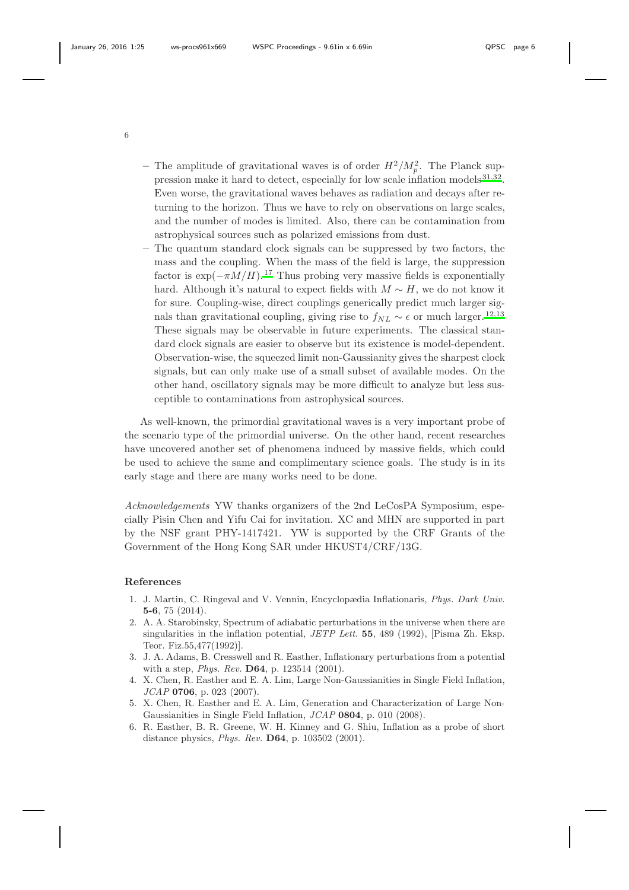– The amplitude of gravitational waves is of order $H^2/M_p^2$. The Planck suppression make it hard to detect, especially for low scale inflation models[31,32]. Even worse, the gravitational waves behaves as radiation and decays after returning to the horizon. Thus we have to rely on observations on large scales, and the number of modes is limited. Also, there can be contamination from astrophysical sources such as polarized emissions from dust.

– The quantum standard clock signals can be suppressed by two factors, the mass and the coupling. When the mass of the field is large, the suppression factor is $\exp(-\pi M/H)$.[17] Thus probing very massive fields is exponentially hard. Although it's natural to expect fields with $M \sim H$, we do not know it for sure. Coupling-wise, direct couplings generically predict much larger signals than gravitational coupling, giving rise to $f_{NL} \sim \epsilon$ or much larger.[12,13] These signals may be observable in future experiments. The classical standard clock signals are easier to observe but its existence is model-dependent. Observation-wise, the squeezed limit non-Gaussianity gives the sharpest clock signals, but can only make use of a small subset of available modes. On the other hand, oscillatory signals may be more difficult to analyze but less susceptible to contaminations from astrophysical sources.

As well-known, the primordial gravitational waves is a very important probe of the scenario type of the primordial universe. On the other hand, recent researches have uncovered another set of phenomena induced by massive fields, which could be used to achieve the same and complimentary science goals. The study is in its early stage and there are many works need to be done.

*Acknowledgements* YW thanks organizers of the 2nd LeCosPA Symposium, especially Pisin Chen and Yifu Cai for invitation. XC and MHN are supported in part by the NSF grant PHY-1417421. YW is supported by the CRF Grants of the Government of the Hong Kong SAR under HKUST4/CRF/13G.

## References

1. J. Martin, C. Ringeval and V. Vennin, Encyclopædia Inflationaris, *Phys. Dark Univ.* **5-6**, 75 (2014).
2. A. A. Starobinsky, Spectrum of adiabatic perturbations in the universe when there are singularities in the inflation potential, *JETP Lett.* **55**, 489 (1992), [Pisma Zh. Eksp. Teor. Fiz.55,477(1992)].
3. J. A. Adams, B. Cresswell and R. Easther, Inflationary perturbations from a potential with a step, *Phys. Rev.* **D64**, p. 123514 (2001).
4. X. Chen, R. Easther and E. A. Lim, Large Non-Gaussianities in Single Field Inflation, *JCAP* **0706**, p. 023 (2007).
5. X. Chen, R. Easther and E. A. Lim, Generation and Characterization of Large Non-Gaussianities in Single Field Inflation, *JCAP* **0804**, p. 010 (2008).
6. R. Easther, B. R. Greene, W. H. Kinney and G. Shiu, Inflation as a probe of short distance physics, *Phys. Rev.* **D64**, p. 103502 (2001).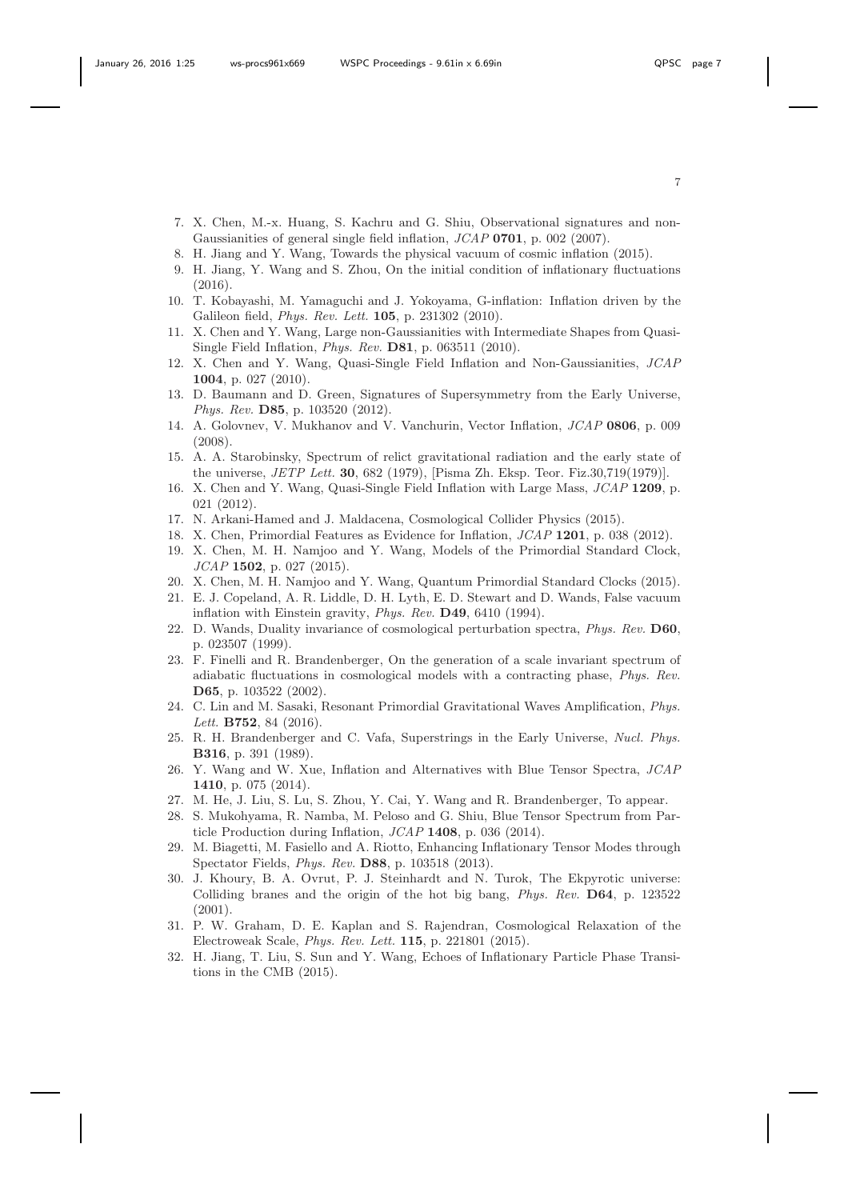7. X. Chen, M.-x. Huang, S. Kachru and G. Shiu, Observational signatures and non-Gaussianities of general single field inflation, *JCAP* **0701**, p. 002 (2007).
8. H. Jiang and Y. Wang, Towards the physical vacuum of cosmic inflation (2015).
9. H. Jiang, Y. Wang and S. Zhou, On the initial condition of inflationary fluctuations (2016).
10. T. Kobayashi, M. Yamaguchi and J. Yokoyama, G-inflation: Inflation driven by the Galileon field, *Phys. Rev. Lett.* **105**, p. 231302 (2010).
11. X. Chen and Y. Wang, Large non-Gaussianities with Intermediate Shapes from Quasi-Single Field Inflation, *Phys. Rev.* **D81**, p. 063511 (2010).
12. X. Chen and Y. Wang, Quasi-Single Field Inflation and Non-Gaussianities, *JCAP* **1004**, p. 027 (2010).
13. D. Baumann and D. Green, Signatures of Supersymmetry from the Early Universe, *Phys. Rev.* **D85**, p. 103520 (2012).
14. A. Golovnev, V. Mukhanov and V. Vanchurin, Vector Inflation, *JCAP* **0806**, p. 009 (2008).
15. A. A. Starobinsky, Spectrum of relict gravitational radiation and the early state of the universe, *JETP Lett.* **30**, 682 (1979), [Pisma Zh. Eksp. Teor. Fiz.30,719(1979)].
16. X. Chen and Y. Wang, Quasi-Single Field Inflation with Large Mass, *JCAP* **1209**, p. 021 (2012).
17. N. Arkani-Hamed and J. Maldacena, Cosmological Collider Physics (2015).
18. X. Chen, Primordial Features as Evidence for Inflation, *JCAP* **1201**, p. 038 (2012).
19. X. Chen, M. H. Namjoo and Y. Wang, Models of the Primordial Standard Clock, *JCAP* **1502**, p. 027 (2015).
20. X. Chen, M. H. Namjoo and Y. Wang, Quantum Primordial Standard Clocks (2015).
21. E. J. Copeland, A. R. Liddle, D. H. Lyth, E. D. Stewart and D. Wands, False vacuum inflation with Einstein gravity, *Phys. Rev.* **D49**, 6410 (1994).
22. D. Wands, Duality invariance of cosmological perturbation spectra, *Phys. Rev.* **D60**, p. 023507 (1999).
23. F. Finelli and R. Brandenberger, On the generation of a scale invariant spectrum of adiabatic fluctuations in cosmological models with a contracting phase, *Phys. Rev.* **D65**, p. 103522 (2002).
24. C. Lin and M. Sasaki, Resonant Primordial Gravitational Waves Amplification, *Phys. Lett.* **B752**, 84 (2016).
25. R. H. Brandenberger and C. Vafa, Superstrings in the Early Universe, *Nucl. Phys.* **B316**, p. 391 (1989).
26. Y. Wang and W. Xue, Inflation and Alternatives with Blue Tensor Spectra, *JCAP* **1410**, p. 075 (2014).
27. M. He, J. Liu, S. Lu, S. Zhou, Y. Cai, Y. Wang and R. Brandenberger, To appear.
28. S. Mukohyama, R. Namba, M. Peloso and G. Shiu, Blue Tensor Spectrum from Particle Production during Inflation, *JCAP* **1408**, p. 036 (2014).
29. M. Biagetti, M. Fasiello and A. Riotto, Enhancing Inflationary Tensor Modes through Spectator Fields, *Phys. Rev.* **D88**, p. 103518 (2013).
30. J. Khoury, B. A. Ovrut, P. J. Steinhardt and N. Turok, The Ekpyrotic universe: Colliding branes and the origin of the hot big bang, *Phys. Rev.* **D64**, p. 123522 (2001).
31. P. W. Graham, D. E. Kaplan and S. Rajendran, Cosmological Relaxation of the Electroweak Scale, *Phys. Rev. Lett.* **115**, p. 221801 (2015).
32. H. Jiang, T. Liu, S. Sun and Y. Wang, Echoes of Inflationary Particle Phase Transitions in the CMB (2015).